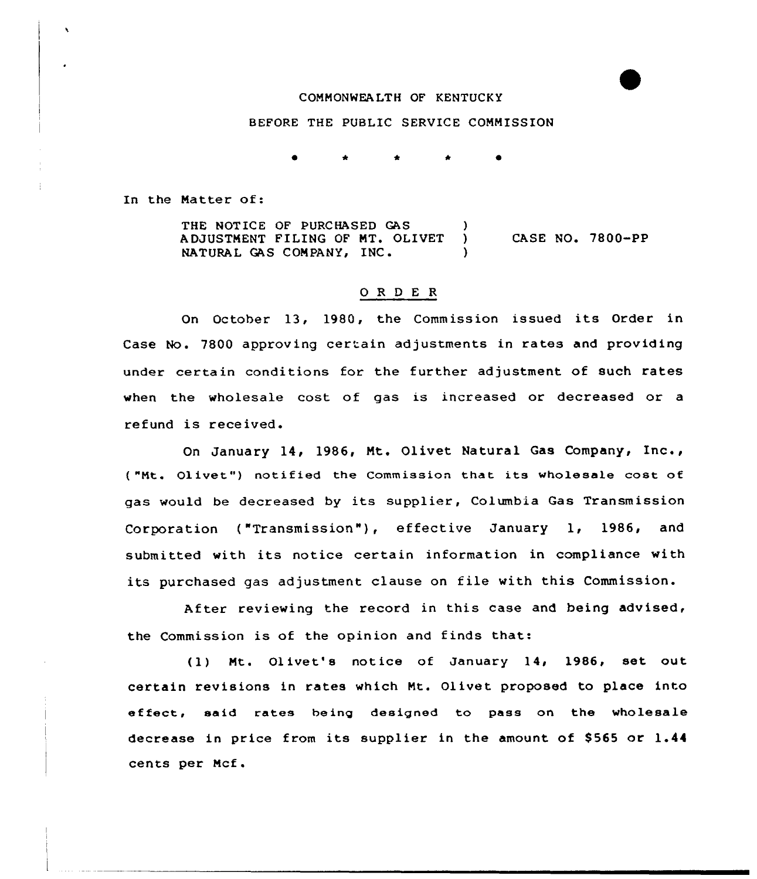COMMONWEALTH OF KENTUCKY

BEFORE THE PUBLIC SERVICE COMMISSION

\* \* \* \* \*

In the Matter of:

THE NOTICE OF PURCHASED GAS ADJUSTMENT FILING OF MT. OLIVET NATURAL GAS COMPANY, INC. ) CASE NO. 7800-PP

## O R D E R

On October 13, 1980, the Commission issued its Order in Case No. 7800 approving certain adjustments in rates and providing under certain conditions for the further adjustment of such rates when the wholesale cost of gas is increased or decreased or a refund is received.

On January 14, 1986, Mt. Olivet Natural Gas Company, Inc., ("Mt. Olivet") notified the Commission that its wholesale cost of gas would be decreased by its supplier, Columbia Gas Transmission Corporation ("Transmission"), effective January 1, 1986, and submitted with its notice certain information in compliance with its purchased gas adjustment clause on file with this Commission.

After reviewing the record in this case and being advised, the Commission is of the opinion and finds that:

(1) Mt. Olivet's notice of January 14, 1986, set out certain revisions in rates which Mt. Olivet proposed to place into effect, said rates being designed to pass on the wholesale decrease in price from its supplier in the amount of $565 or 1.44 cents per Mcf.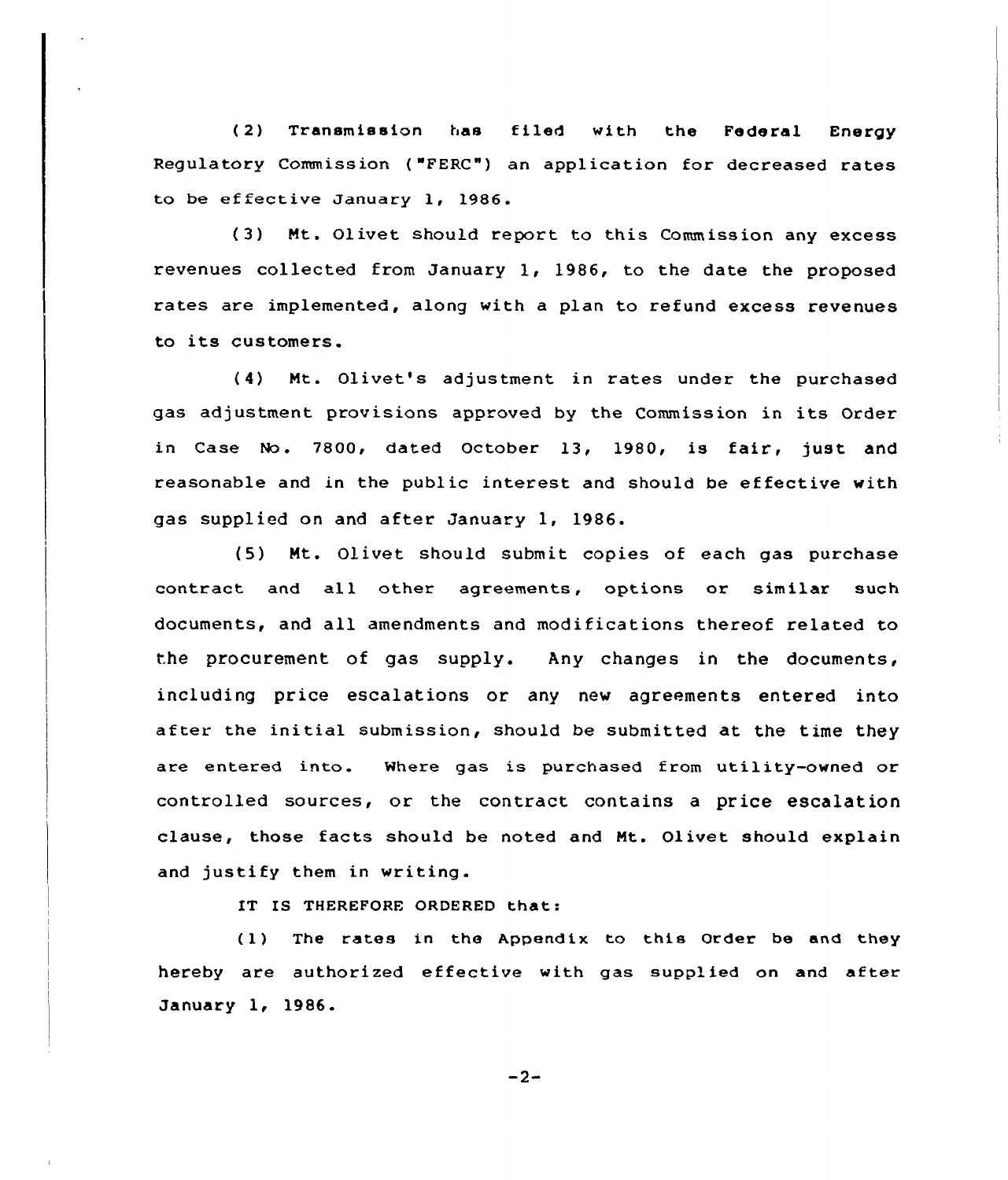(2) Transmission has filed with the Federal Energy Regulatory Commission ("FERC") an application for decreased rates to be effective January 1, 1986.

(3) Mt. Olivet should report to this Commission any excess revenues collected from January 1, 1986, to the date the proposed rates are implemented, along with a plan to refund excess revenues to its customers.

(4) Mt. Olivet's adjustment in rates under the purchased gas adjustment provisions approved by the Commission in its Order in Case No. 7800, dated October 13, 1980, is fair, just and reasonable and in the public interest and should be effective with gas supplied on and after January 1, 1986.

(5) Mt. Olivet should submit copies of each gas purchase contract and all other agreements, options or similar such documents, and all amendments and modifications thereof related to the procurement of gas supply. Any changes in the documents, including price escalations or any new agreements entered into after the initial submission, should be submitted at the time they are entered into. Where gas is purchased from utility-owned or controlled sources, or the contract contains a price escalation clause, those facts should be noted and Mt. Olivet should explain and justify them in writing.

IT IS THEREFORE ORDERED that:

(1) The rates in the Appendix to this Order be and they hereby are authorized effective with gas supplied on and after January 1, 1986.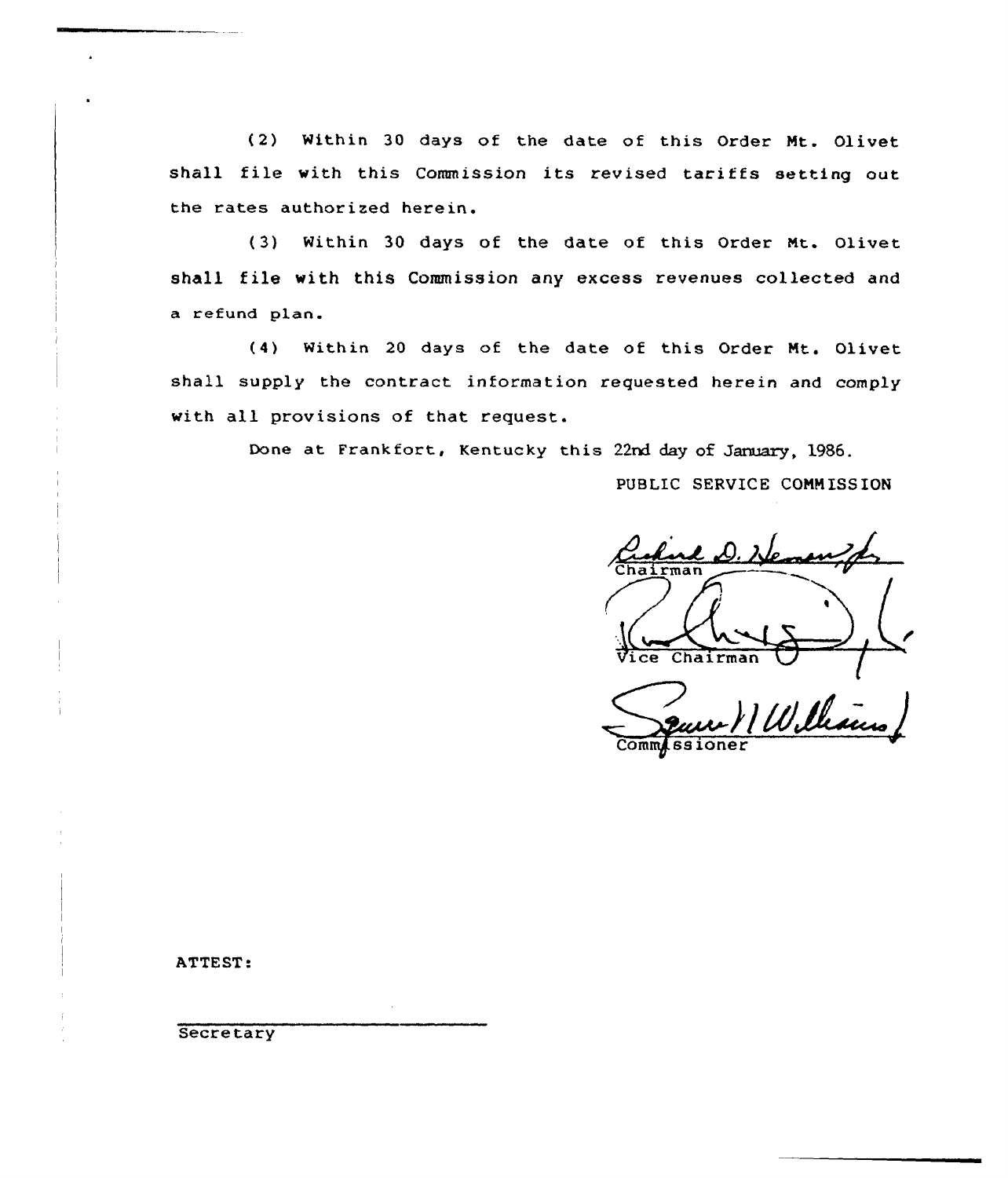(2) Within 30 days of the date of this Order Mt. Olivet shall file with this Commission its revised tariffs setting out the rates authorized herein.

(3) Within 30 days of the date of this Order Mt. Olivet shall file with this Commission any excess revenues collected and a refund plan.

(4) Within 20 days of the date of this Order Mt. Olivet shall supply the contract information requested herein and comply with all provisions of that request.

Done at Frankfort, Kentucky this 22nd day of January, 1986.

PUBLIC SERVICE COMMISSION

Chairman

Vice Chairman

Commissioner

ATTEST:

Secretary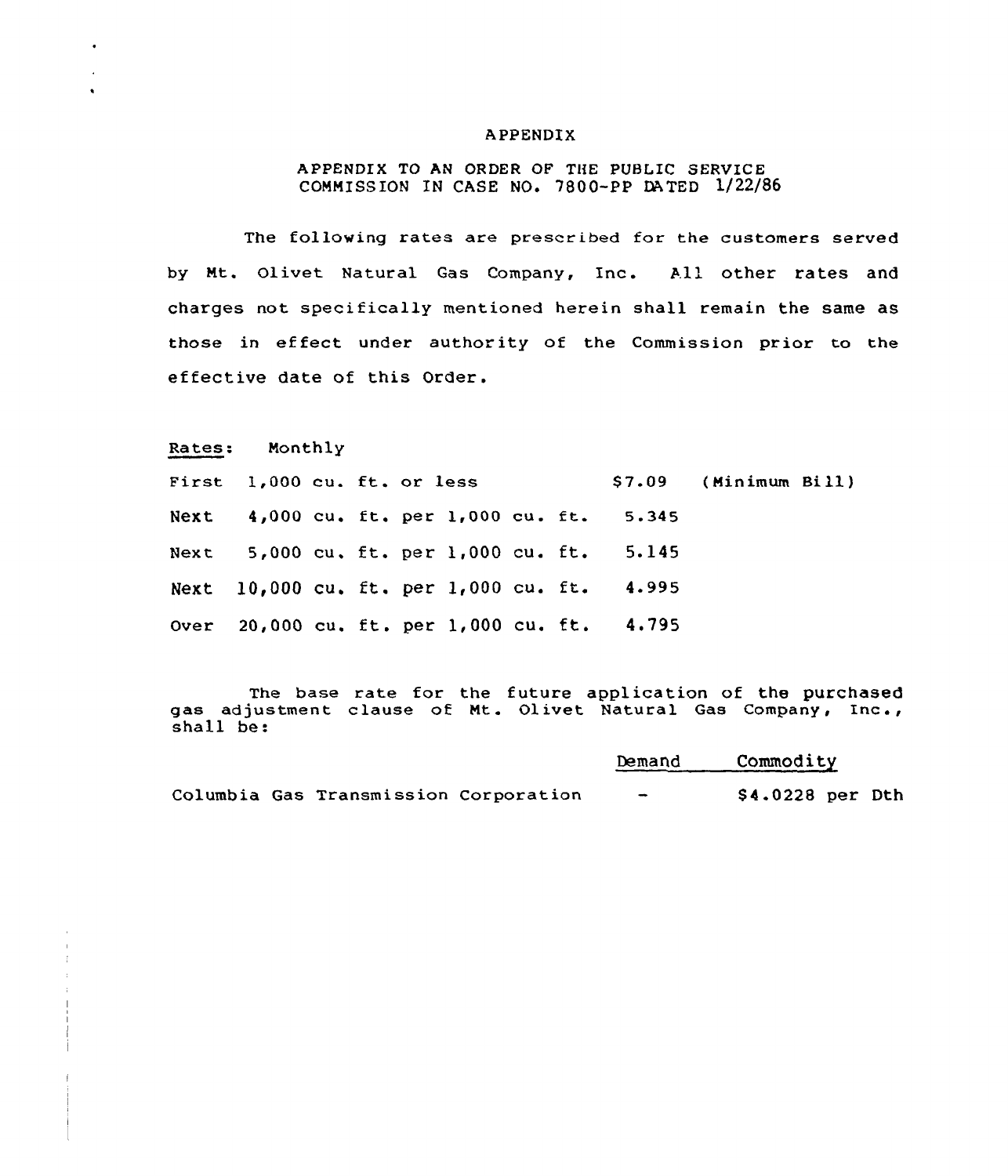# APPENDIX

## APPENDIX TO AN ORDER OF THE PUBLIC SERVICE COMMISSION IN CASE NO. 7800-PP DATED 1/22/86

The following rates are prescribed for the customers served by Mt. Olivet Natural Gas Company, Inc. All other rates and charges not specifically mentioned herein shall remain the same as those in effect under authority of the Commission prior to the effective date of this Order.

Rates: Monthly

| | | | |
|---|---|---|---|
| First | 1,000 cu. ft. or less | $7.09 | (Minimum Bill) |
| Next | 4,000 cu. ft. per 1,000 cu. ft. | 5.345 | |
| Next | 5,000 cu. ft. per 1,000 cu. ft. | 5.145 | |
| Next | 10,000 cu. ft. per 1,000 cu. ft. | 4.995 | |
| Over | 20,000 cu. ft. per 1,000 cu. ft. | 4.795 | |

The base rate for the future application of the purchased gas adjustment clause of Mt. Olivet Natural Gas Company, Inc., shall be:

| | Demand | Commodity |
|---|---|---|
| Columbia Gas Transmission Corporation | - | $4.0228 per Dth |